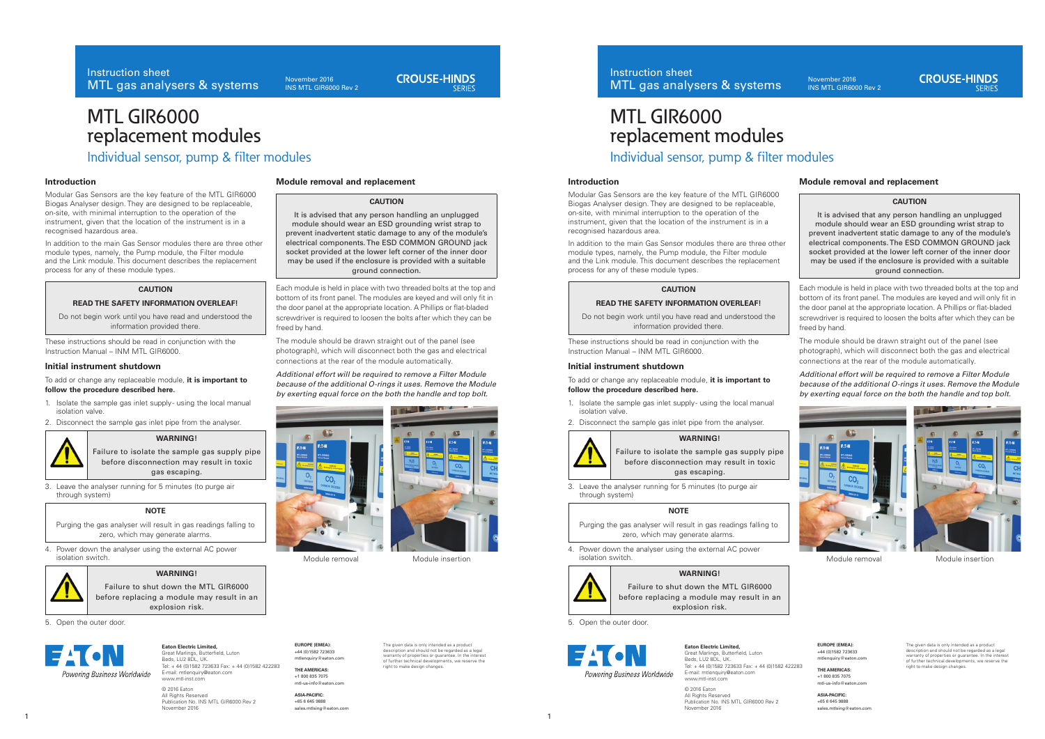# MTL GIR6000 replacement modules

## Individual sensor, pump & filter modules

### Introduction

Modular Gas Sensors are the key feature of the MTL GIR6000 Biogas Analyser design. They are designed to be replaceable, on-site, with minimal interruption to the operation of the instrument, given that the location of the instrument is in a recognised hazardous area.

In addition to the main Gas Sensor modules there are three other module types, namely, the Pump module, the Filter module and the Link module. This document describes the replacement process for any of these module types.

> **CAUTION**
>
> **READ THE SAFETY INFORMATION OVERLEAF!**
>
> Do not begin work until you have read and understood the information provided there.

These instructions should be read in conjunction with the Instruction Manual – INM MTL GIR6000.

### Initial instrument shutdown

To add or change any replaceable module, **it is important to follow the procedure described here.**

1. Isolate the sample gas inlet supply- using the local manual isolation valve.
2. Disconnect the sample gas inlet pipe from the analyser.

> **WARNING!**
>
> Failure to isolate the sample gas supply pipe before disconnection may result in toxic gas escaping.

3. Leave the analyser running for 5 minutes (to purge air through system)

> **NOTE**
>
> Purging the gas analyser will result in gas readings falling to zero, which may generate alarms.

4. Power down the analyser using the external AC power isolation switch.

> **WARNING!**
>
> Failure to shut down the MTL GIR6000 before replacing a module may result in an explosion risk.

5. Open the outer door.

### Module removal and replacement

> **CAUTION**
>
> It is advised that any person handling an unplugged module should wear an ESD grounding wrist strap to prevent inadvertent static damage to any of the module's electrical components. The ESD COMMON GROUND jack socket provided at the lower left corner of the inner door may be used if the enclosure is provided with a suitable ground connection.

Each module is held in place with two threaded bolts at the top and bottom of its front panel. The modules are keyed and will only fit in the door panel at the appropriate location. A Phillips or flat-bladed screwdriver is required to loosen the bolts after which they can be freed by hand.

The module should be drawn straight out of the panel (see photograph), which will disconnect both the gas and electrical connections at the rear of the module automatically.

*Additional effort will be required to remove a Filter Module because of the additional O-rings it uses. Remove the Module by exerting equal force on the both the handle and top bolt.*

Module removal

Module insertion

---

**Eaton Electric Limited,**
Great Marlings, Butterfield, Luton
Beds, LU2 8DL, UK.
Tel: + 44 (0)1582 723633 Fax: + 44 (0)1582 422283
E-mail: mtlenquiry@eaton.com
www.mtl-inst.com

© 2016 Eaton
All Rights Reserved
Publication No. INS MTL GIR6000 Rev 2
November 2016

**EUROPE (EMEA):**
+44 (0)1582 723633
mtlenquiry@eaton.com

**THE AMERICAS:**
+1 800 835 7075
mtl-us-info@eaton.com

**ASIA-PACIFIC:**
+65 6 645 9888
sales.mtlsing@eaton.com

The given data is only intended as a product description and should not be regarded as a legal warranty of properties or guarantee. In the interest of further technical developments, we reserve the right to make design changes.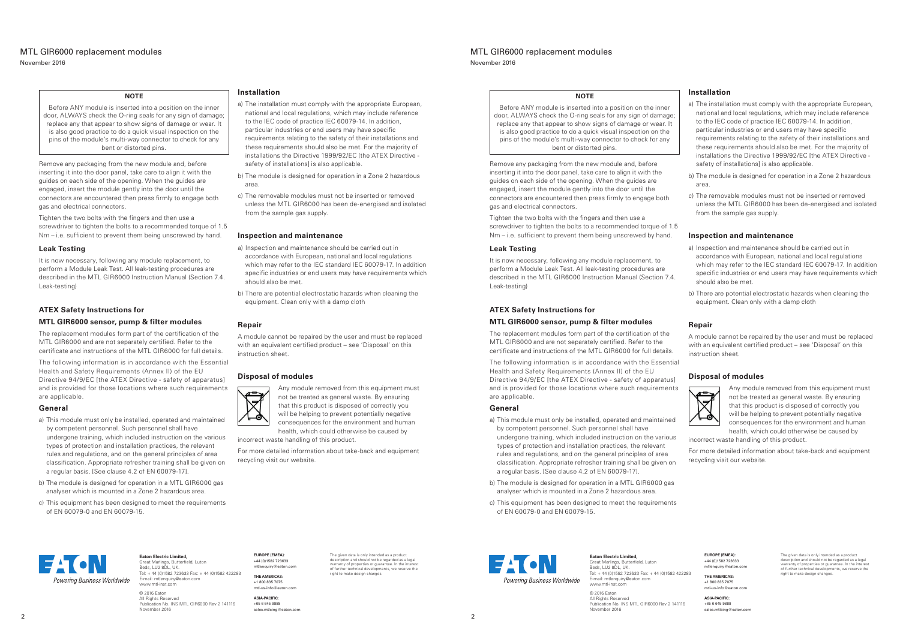**NOTE**

Before ANY module is inserted into a position on the inner door, ALWAYS check the O-ring seals for any sign of damage; replace any that appear to show signs of damage or wear. It is also good practice to do a quick visual inspection on the pins of the module's multi-way connector to check for any bent or distorted pins.

Remove any packaging from the new module and, before inserting it into the door panel, take care to align it with the guides on each side of the opening. When the guides are engaged, insert the module gently into the door until the connectors are encountered then press firmly to engage both gas and electrical connectors.

Tighten the two bolts with the fingers and then use a screwdriver to tighten the bolts to a recommended torque of 1.5 Nm – i.e. sufficient to prevent them being unscrewed by hand.

### Leak Testing

It is now necessary, following any module replacement, to perform a Module Leak Test. All leak-testing procedures are described in the MTL GIR6000 Instruction Manual (Section 7.4. Leak-testing)

## ATEX Safety Instructions for

## MTL GIR6000 sensor, pump & filter modules

The replacement modules form part of the certification of the MTL GIR6000 and are not separately certified. Refer to the certificate and instructions of the MTL GIR6000 for full details.

The following information is in accordance with the Essential Health and Safety Requirements (Annex II) of the EU Directive 94/9/EC [the ATEX Directive - safety of apparatus] and is provided for those locations where such requirements are applicable.

### General

a) This module must only be installed, operated and maintained by competent personnel. Such personnel shall have undergone training, which included instruction on the various types of protection and installation practices, the relevant rules and regulations, and on the general principles of area classification. Appropriate refresher training shall be given on a regular basis. [See clause 4.2 of EN 60079-17].

b) The module is designed for operation in a MTL GIR6000 gas analyser which is mounted in a Zone 2 hazardous area.

c) This equipment has been designed to meet the requirements of EN 60079-0 and EN 60079-15.

### Installation

a) The installation must comply with the appropriate European, national and local regulations, which may include reference to the IEC code of practice IEC 60079-14. In addition, particular industries or end users may have specific requirements relating to the safety of their installations and these requirements should also be met. For the majority of installations the Directive 1999/92/EC [the ATEX Directive - safety of installations] is also applicable.

b) The module is designed for operation in a Zone 2 hazardous area.

c) The removable modules must not be inserted or removed unless the MTL GIR6000 has been de-energised and isolated from the sample gas supply.

### Inspection and maintenance

a) Inspection and maintenance should be carried out in accordance with European, national and local regulations which may refer to the IEC standard IEC 60079-17. In addition specific industries or end users may have requirements which should also be met.

b) There are potential electrostatic hazards when cleaning the equipment. Clean only with a damp cloth

### Repair

A module cannot be repaired by the user and must be replaced with an equivalent certified product – see 'Disposal' on this instruction sheet.

### Disposal of modules

Any module removed from this equipment must not be treated as general waste. By ensuring that this product is disposed of correctly you will be helping to prevent potentially negative consequences for the environment and human health, which could otherwise be caused by incorrect waste handling of this product.

For more detailed information about take-back and equipment recycling visit our website.

EATON
Powering Business Worldwide

**Eaton Electric Limited,**
Great Marlings, Butterfield, Luton
Beds, LU2 8DL, UK.
Tel: + 44 (0)1582 723633 Fax: + 44 (0)1582 422283
E-mail: mtlenquiry@eaton.com
www.mtl-inst.com

© 2016 Eaton
All Rights Reserved
Publication No. INS MTL GIR6000 Rev 2 141116
November 2016

**EUROPE (EMEA):**
+44 (0)1582 723633
mtlenquiry@eaton.com

**THE AMERICAS:**
+1 800 835 7075
mtl-us-info@eaton.com

**ASIA-PACIFIC:**
+65 6 645 9888
sales.mtlsing@eaton.com

The given data is only intended as a product description and should not be regarded as a legal warranty of properties or guarantee. In the interest of further technical developments, we reserve the right to make design changes.

---

**NOTE**

Before ANY module is inserted into a position on the inner door, ALWAYS check the O-ring seals for any sign of damage; replace any that appear to show signs of damage or wear. It is also good practice to do a quick visual inspection on the pins of the module's multi-way connector to check for any bent or distorted pins.

Remove any packaging from the new module and, before inserting it into the door panel, take care to align it with the guides on each side of the opening. When the guides are engaged, insert the module gently into the door until the connectors are encountered then press firmly to engage both gas and electrical connectors.

Tighten the two bolts with the fingers and then use a screwdriver to tighten the bolts to a recommended torque of 1.5 Nm – i.e. sufficient to prevent them being unscrewed by hand.

### Leak Testing

It is now necessary, following any module replacement, to perform a Module Leak Test. All leak-testing procedures are described in the MTL GIR6000 Instruction Manual (Section 7.4. Leak-testing)

## ATEX Safety Instructions for

## MTL GIR6000 sensor, pump & filter modules

The replacement modules form part of the certification of the MTL GIR6000 and are not separately certified. Refer to the certificate and instructions of the MTL GIR6000 for full details.

The following information is in accordance with the Essential Health and Safety Requirements (Annex II) of the EU Directive 94/9/EC [the ATEX Directive - safety of apparatus] and is provided for those locations where such requirements are applicable.

### General

a) This module must only be installed, operated and maintained by competent personnel. Such personnel shall have undergone training, which included instruction on the various types of protection and installation practices, the relevant rules and regulations, and on the general principles of area classification. Appropriate refresher training shall be given on a regular basis. [See clause 4.2 of EN 60079-17].

b) The module is designed for operation in a MTL GIR6000 gas analyser which is mounted in a Zone 2 hazardous area.

c) This equipment has been designed to meet the requirements of EN 60079-0 and EN 60079-15.

### Installation

a) The installation must comply with the appropriate European, national and local regulations, which may include reference to the IEC code of practice IEC 60079-14. In addition, particular industries or end users may have specific requirements relating to the safety of their installations and these requirements should also be met. For the majority of installations the Directive 1999/92/EC [the ATEX Directive - safety of installations] is also applicable.

b) The module is designed for operation in a Zone 2 hazardous area.

c) The removable modules must not be inserted or removed unless the MTL GIR6000 has been de-energised and isolated from the sample gas supply.

### Inspection and maintenance

a) Inspection and maintenance should be carried out in accordance with European, national and local regulations which may refer to the IEC standard IEC 60079-17. In addition specific industries or end users may have requirements which should also be met.

b) There are potential electrostatic hazards when cleaning the equipment. Clean only with a damp cloth

### Repair

A module cannot be repaired by the user and must be replaced with an equivalent certified product – see 'Disposal' on this instruction sheet.

### Disposal of modules

Any module removed from this equipment must not be treated as general waste. By ensuring that this product is disposed of correctly you will be helping to prevent potentially negative consequences for the environment and human health, which could otherwise be caused by incorrect waste handling of this product.

For more detailed information about take-back and equipment recycling visit our website.

EATON
Powering Business Worldwide

**Eaton Electric Limited,**
Great Marlings, Butterfield, Luton
Beds, LU2 8DL, UK.
Tel: + 44 (0)1582 723633 Fax: + 44 (0)1582 422283
E-mail: mtlenquiry@eaton.com
www.mtl-inst.com

© 2016 Eaton
All Rights Reserved
Publication No. INS MTL GIR6000 Rev 2 141116
November 2016

**EUROPE (EMEA):**
+44 (0)1582 723633
mtlenquiry@eaton.com

**THE AMERICAS:**
+1 800 835 7075
mtl-us-info@eaton.com

**ASIA-PACIFIC:**
+65 6 645 9888
sales.mtlsing@eaton.com

The given data is only intended as a product description and should not be regarded as a legal warranty of properties or guarantee. In the interest of further technical developments, we reserve the right to make design changes.